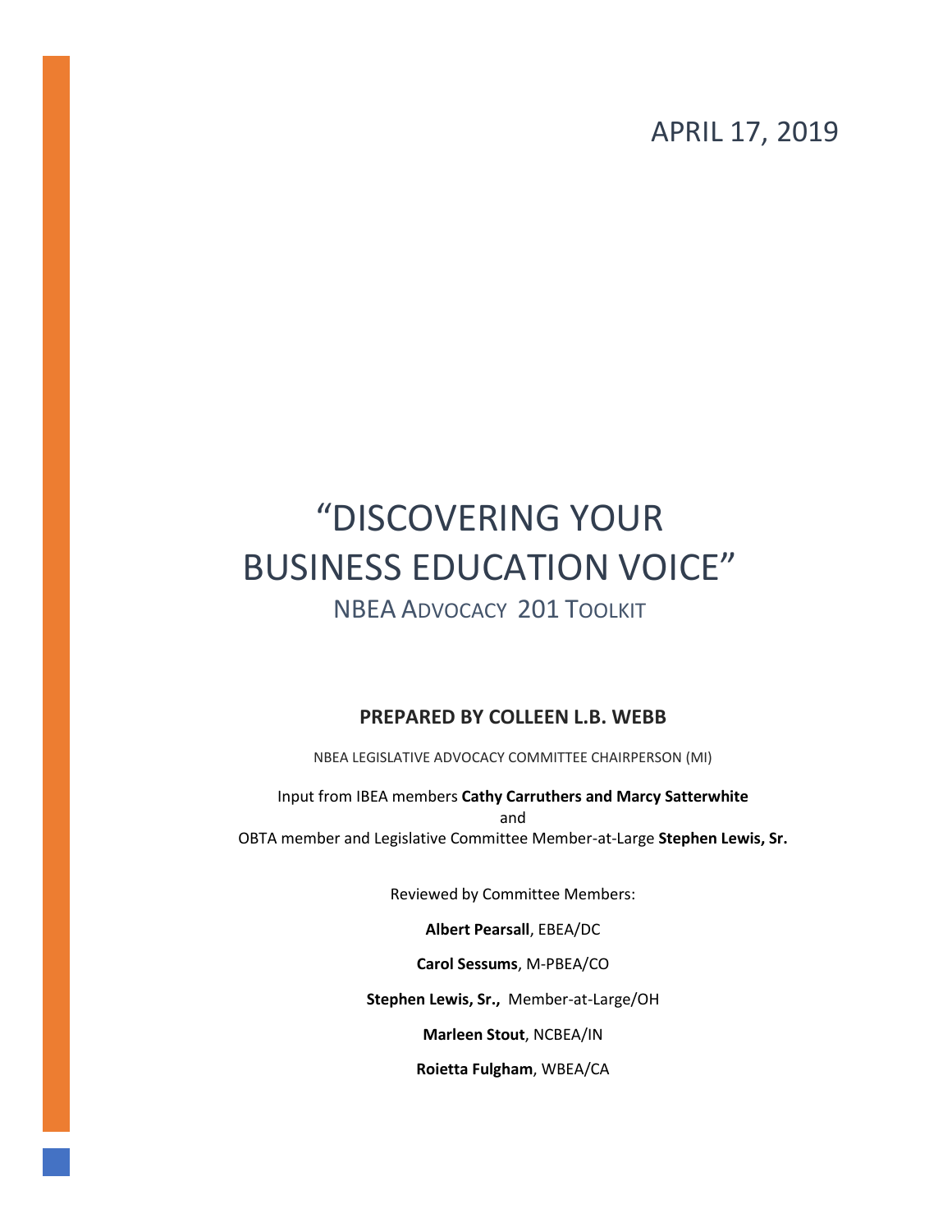APRIL 17, 2019

# "DISCOVERING YOUR BUSINESS EDUCATION VOICE"

## NBEA ADVOCACY 201 TOOLKIT

**PREPARED BY COLLEEN L.B. WEBB**

NBEA LEGISLATIVE ADVOCACY COMMITTEE CHAIRPERSON (MI)

Input from IBEA members **Cathy Carruthers and Marcy Satterwhite**
and
OBTA member and Legislative Committee Member-at-Large **Stephen Lewis, Sr.**

Reviewed by Committee Members:

**Albert Pearsall**, EBEA/DC

**Carol Sessums**, M-PBEA/CO

**Stephen Lewis, Sr.,** Member-at-Large/OH

**Marleen Stout**, NCBEA/IN

**Roietta Fulgham**, WBEA/CA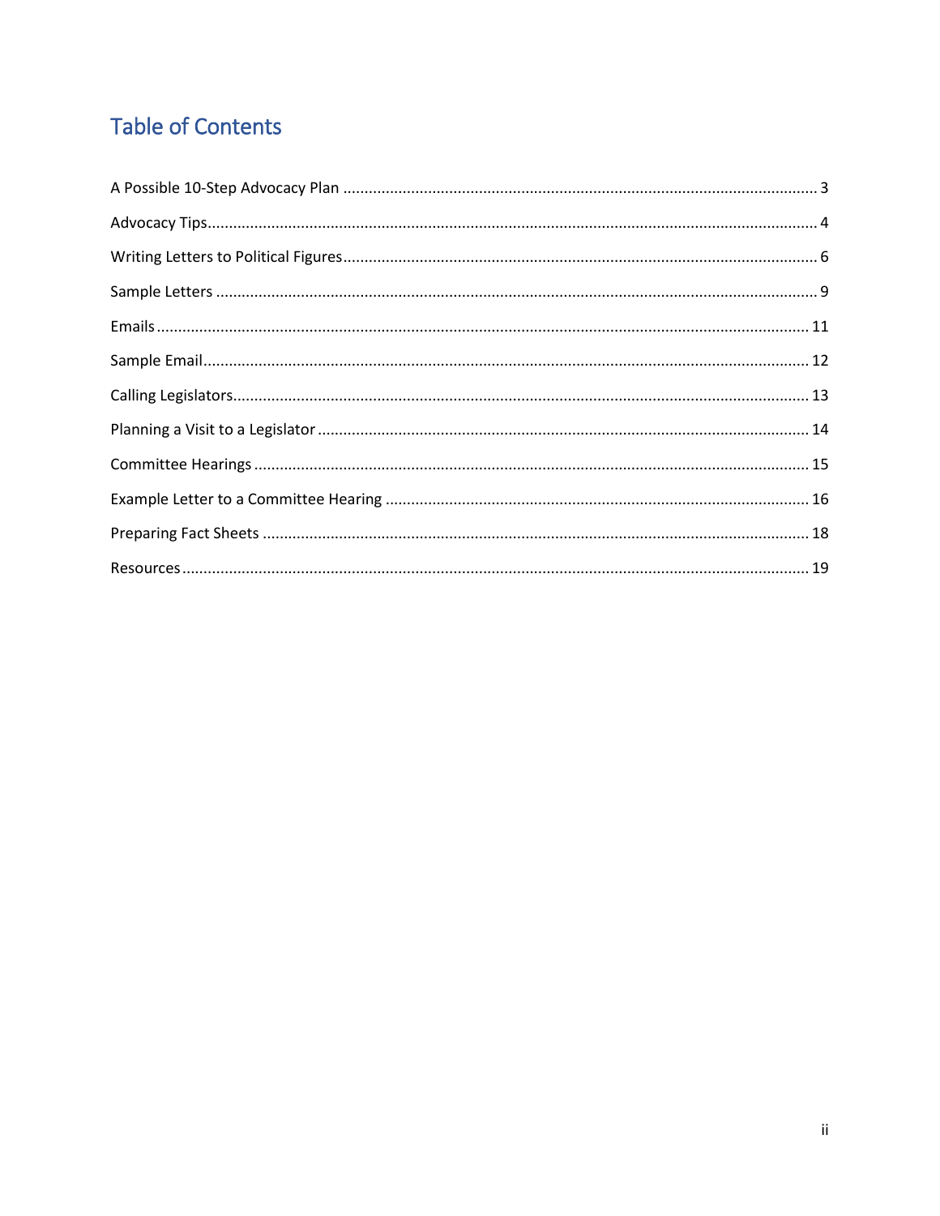# Table of Contents

A Possible 10-Step Advocacy Plan ........................................................................................................ 3

Advocacy Tips........................................................................................................................................ 4

Writing Letters to Political Figures......................................................................................................... 6

Sample Letters ...................................................................................................................................... 9

Emails .................................................................................................................................................. 11

Sample Email........................................................................................................................................ 12

Calling Legislators................................................................................................................................. 13

Planning a Visit to a Legislator ............................................................................................................. 14

Committee Hearings ............................................................................................................................ 15

Example Letter to a Committee Hearing .............................................................................................. 16

Preparing Fact Sheets .......................................................................................................................... 18

Resources............................................................................................................................................. 19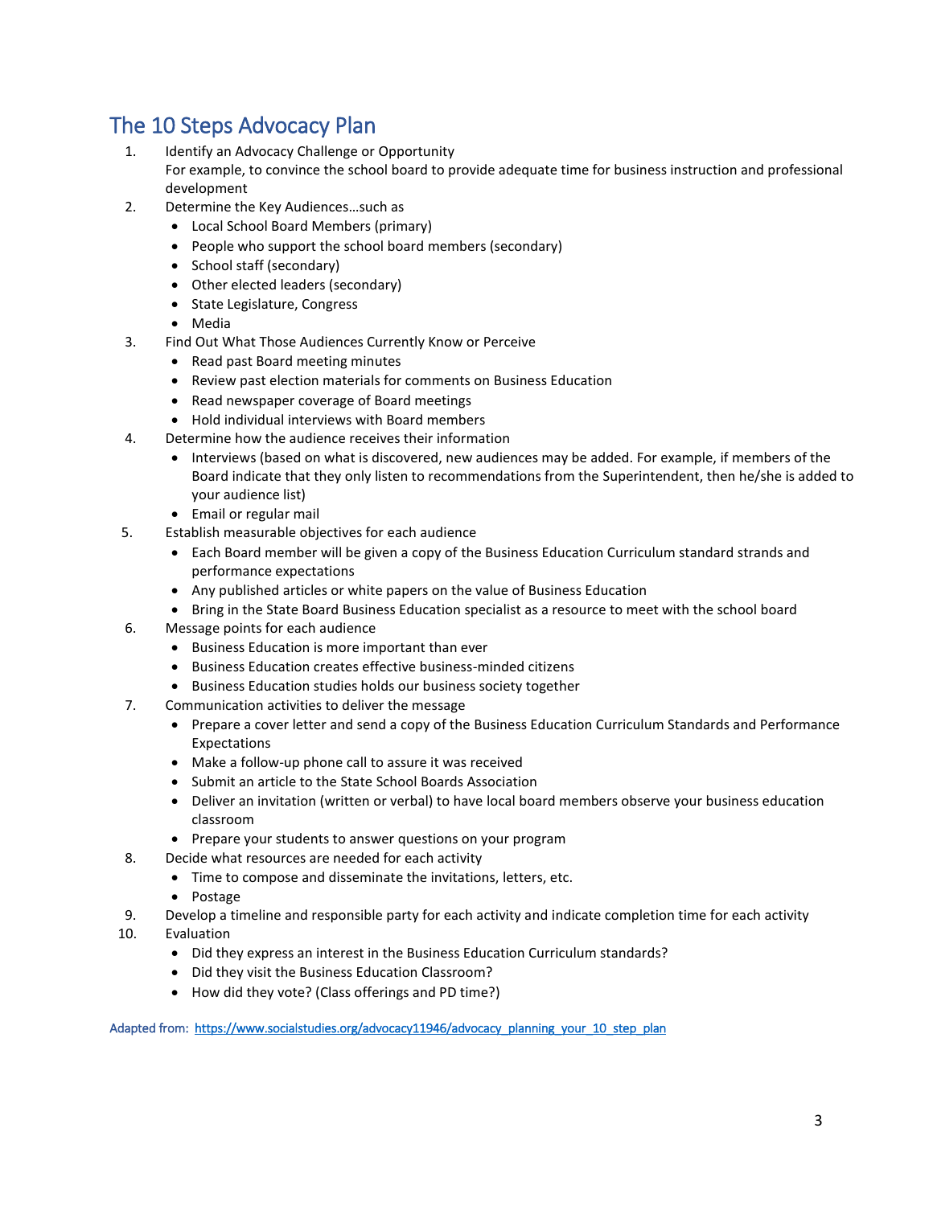## The 10 Steps Advocacy Plan

1. Identify an Advocacy Challenge or Opportunity
   For example, to convince the school board to provide adequate time for business instruction and professional development
2. Determine the Key Audiences…such as
   - Local School Board Members (primary)
   - People who support the school board members (secondary)
   - School staff (secondary)
   - Other elected leaders (secondary)
   - State Legislature, Congress
   - Media
3. Find Out What Those Audiences Currently Know or Perceive
   - Read past Board meeting minutes
   - Review past election materials for comments on Business Education
   - Read newspaper coverage of Board meetings
   - Hold individual interviews with Board members
4. Determine how the audience receives their information
   - Interviews (based on what is discovered, new audiences may be added. For example, if members of the Board indicate that they only listen to recommendations from the Superintendent, then he/she is added to your audience list)
   - Email or regular mail
5. Establish measurable objectives for each audience
   - Each Board member will be given a copy of the Business Education Curriculum standard strands and performance expectations
   - Any published articles or white papers on the value of Business Education
   - Bring in the State Board Business Education specialist as a resource to meet with the school board
6. Message points for each audience
   - Business Education is more important than ever
   - Business Education creates effective business-minded citizens
   - Business Education studies holds our business society together
7. Communication activities to deliver the message
   - Prepare a cover letter and send a copy of the Business Education Curriculum Standards and Performance Expectations
   - Make a follow-up phone call to assure it was received
   - Submit an article to the State School Boards Association
   - Deliver an invitation (written or verbal) to have local board members observe your business education classroom
   - Prepare your students to answer questions on your program
8. Decide what resources are needed for each activity
   - Time to compose and disseminate the invitations, letters, etc.
   - Postage
9. Develop a timeline and responsible party for each activity and indicate completion time for each activity
10. Evaluation
    - Did they express an interest in the Business Education Curriculum standards?
    - Did they visit the Business Education Classroom?
    - How did they vote? (Class offerings and PD time?)

Adapted from: [https://www.socialstudies.org/advocacy11946/advocacy_planning_your_10_step_plan](https://www.socialstudies.org/advocacy11946/advocacy_planning_your_10_step_plan)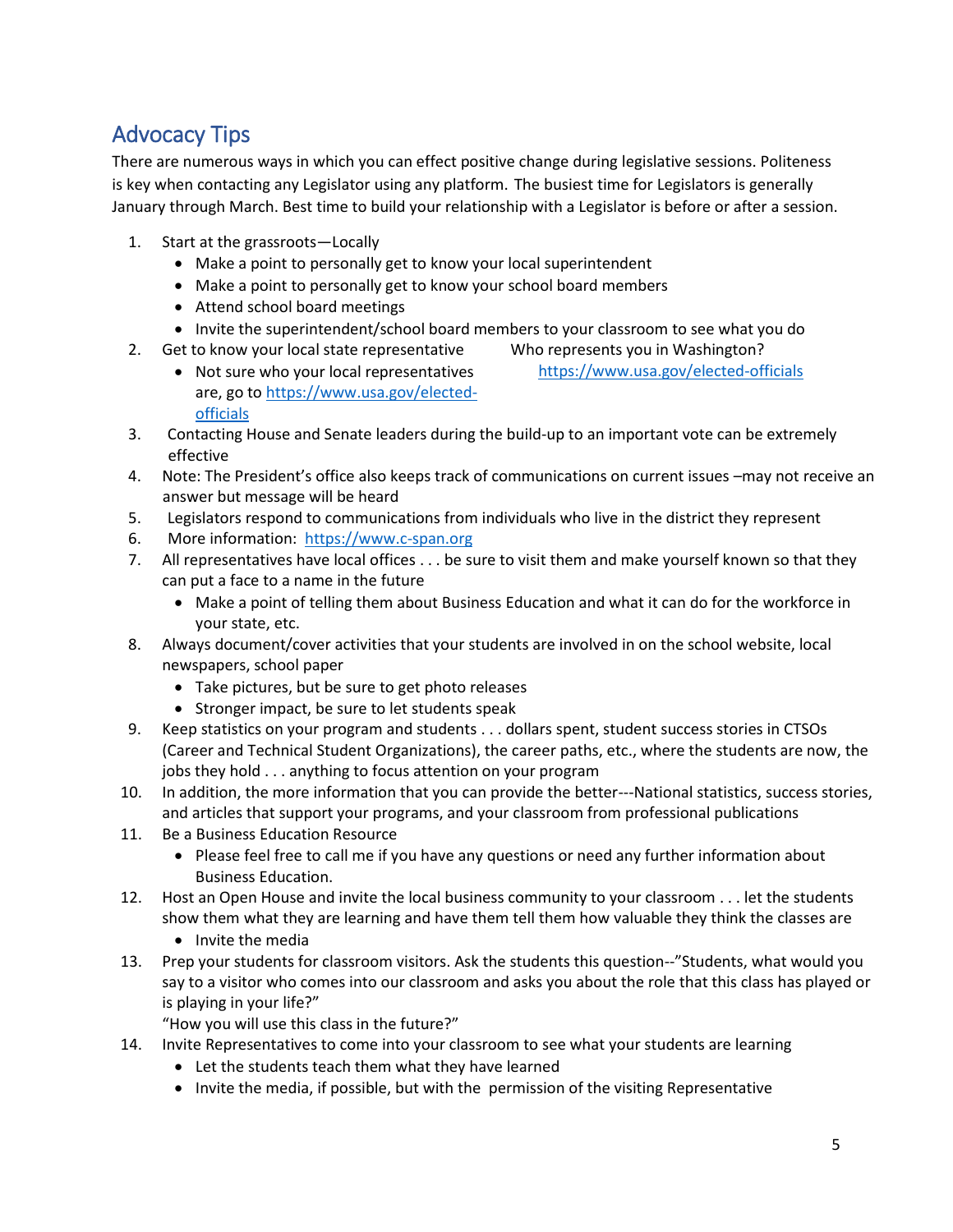## Advocacy Tips

There are numerous ways in which you can effect positive change during legislative sessions. Politeness is key when contacting any Legislator using any platform. The busiest time for Legislators is generally January through March. Best time to build your relationship with a Legislator is before or after a session.

1. Start at the grassroots—Locally
   - Make a point to personally get to know your local superintendent
   - Make a point to personally get to know your school board members
   - Attend school board meetings
   - Invite the superintendent/school board members to your classroom to see what you do
2. Get to know your local state representative
   - Not sure who your local representatives are, go to https://www.usa.gov/elected-officials

   Who represents you in Washington? https://www.usa.gov/elected-officials
3. Contacting House and Senate leaders during the build-up to an important vote can be extremely effective
4. Note: The President's office also keeps track of communications on current issues –may not receive an answer but message will be heard
5. Legislators respond to communications from individuals who live in the district they represent
6. More information: https://www.c-span.org
7. All representatives have local offices . . . be sure to visit them and make yourself known so that they can put a face to a name in the future
   - Make a point of telling them about Business Education and what it can do for the workforce in your state, etc.
8. Always document/cover activities that your students are involved in on the school website, local newspapers, school paper
   - Take pictures, but be sure to get photo releases
   - Stronger impact, be sure to let students speak
9. Keep statistics on your program and students . . . dollars spent, student success stories in CTSOs (Career and Technical Student Organizations), the career paths, etc., where the students are now, the jobs they hold . . . anything to focus attention on your program
10. In addition, the more information that you can provide the better---National statistics, success stories, and articles that support your programs, and your classroom from professional publications
11. Be a Business Education Resource
    - Please feel free to call me if you have any questions or need any further information about Business Education.
12. Host an Open House and invite the local business community to your classroom . . . let the students show them what they are learning and have them tell them how valuable they think the classes are
    - Invite the media
13. Prep your students for classroom visitors. Ask the students this question--"Students, what would you say to a visitor who comes into our classroom and asks you about the role that this class has played or is playing in your life?"

    "How you will use this class in the future?"
14. Invite Representatives to come into your classroom to see what your students are learning
    - Let the students teach them what they have learned
    - Invite the media, if possible, but with the permission of the visiting Representative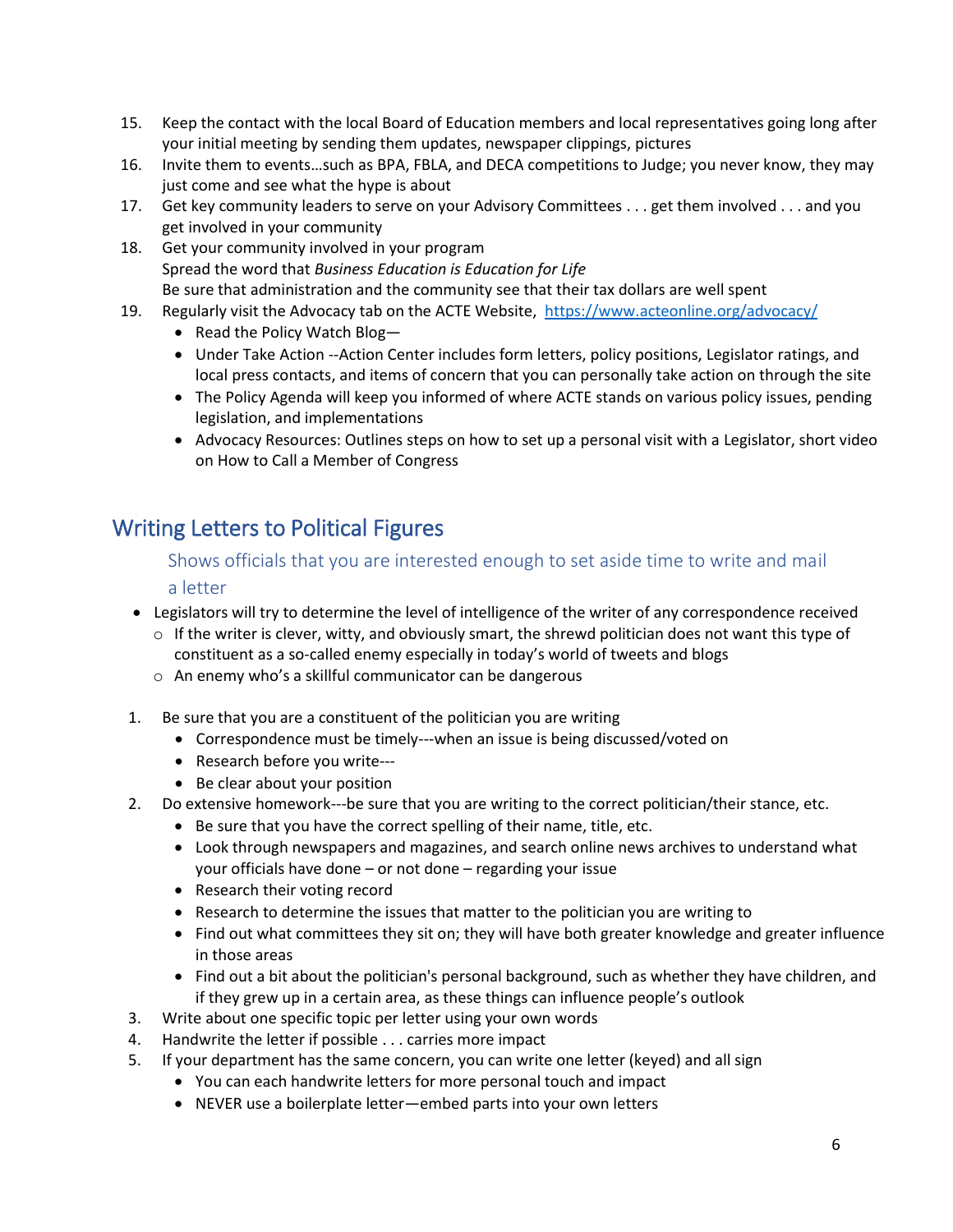15. Keep the contact with the local Board of Education members and local representatives going long after your initial meeting by sending them updates, newspaper clippings, pictures
16. Invite them to events…such as BPA, FBLA, and DECA competitions to Judge; you never know, they may just come and see what the hype is about
17. Get key community leaders to serve on your Advisory Committees . . . get them involved . . . and you get involved in your community
18. Get your community involved in your program  
    Spread the word that *Business Education is Education for Life*  
    Be sure that administration and the community see that their tax dollars are well spent
19. Regularly visit the Advocacy tab on the ACTE Website, [https://www.acteonline.org/advocacy/](https://www.acteonline.org/advocacy/)
    - Read the Policy Watch Blog—
    - Under Take Action --Action Center includes form letters, policy positions, Legislator ratings, and local press contacts, and items of concern that you can personally take action on through the site
    - The Policy Agenda will keep you informed of where ACTE stands on various policy issues, pending legislation, and implementations
    - Advocacy Resources: Outlines steps on how to set up a personal visit with a Legislator, short video on How to Call a Member of Congress

## Writing Letters to Political Figures

### Shows officials that you are interested enough to set aside time to write and mail a letter

- Legislators will try to determine the level of intelligence of the writer of any correspondence received
    - If the writer is clever, witty, and obviously smart, the shrewd politician does not want this type of constituent as a so-called enemy especially in today's world of tweets and blogs
    - An enemy who's a skillful communicator can be dangerous

1. Be sure that you are a constituent of the politician you are writing
    - Correspondence must be timely---when an issue is being discussed/voted on
    - Research before you write---
    - Be clear about your position
2. Do extensive homework---be sure that you are writing to the correct politician/their stance, etc.
    - Be sure that you have the correct spelling of their name, title, etc.
    - Look through newspapers and magazines, and search online news archives to understand what your officials have done – or not done – regarding your issue
    - Research their voting record
    - Research to determine the issues that matter to the politician you are writing to
    - Find out what committees they sit on; they will have both greater knowledge and greater influence in those areas
    - Find out a bit about the politician's personal background, such as whether they have children, and if they grew up in a certain area, as these things can influence people's outlook
3. Write about one specific topic per letter using your own words
4. Handwrite the letter if possible . . . carries more impact
5. If your department has the same concern, you can write one letter (keyed) and all sign
    - You can each handwrite letters for more personal touch and impact
    - NEVER use a boilerplate letter—embed parts into your own letters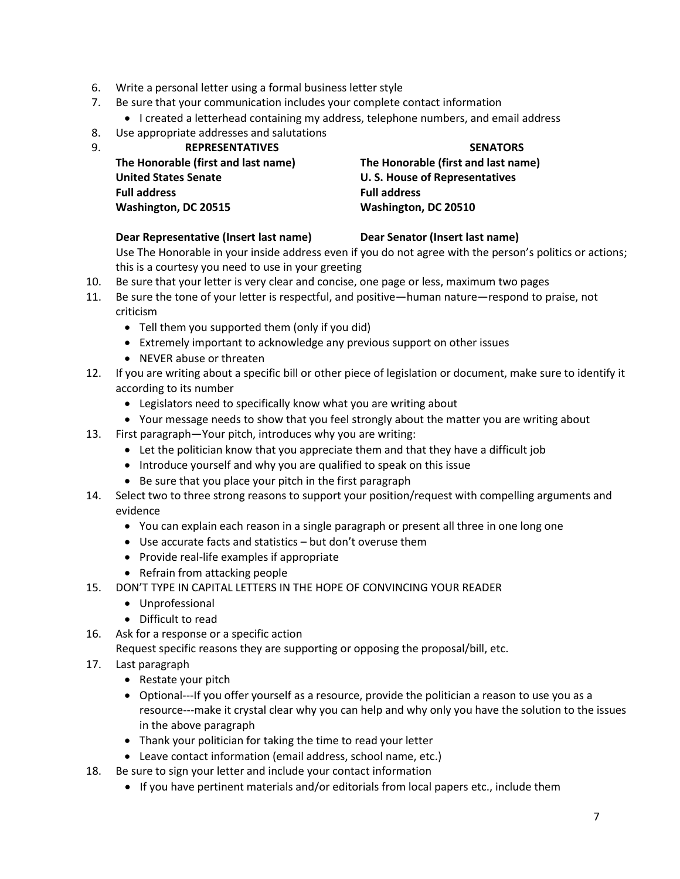6. Write a personal letter using a formal business letter style
7. Be sure that your communication includes your complete contact information
   - I created a letterhead containing my address, telephone numbers, and email address
8. Use appropriate addresses and salutations
9.

| **REPRESENTATIVES** | **SENATORS** |
|---|---|
| **The Honorable (first and last name)** | **The Honorable (first and last name)** |
| **United States Senate** | **U. S. House of Representatives** |
| **Full address** | **Full address** |
| **Washington, DC 20515** | **Washington, DC 20510** |
| | |
| **Dear Representative (Insert last name)** | **Dear Senator (Insert last name)** |

   Use The Honorable in your inside address even if you do not agree with the person's politics or actions; this is a courtesy you need to use in your greeting
10. Be sure that your letter is very clear and concise, one page or less, maximum two pages
11. Be sure the tone of your letter is respectful, and positive—human nature—respond to praise, not criticism
    - Tell them you supported them (only if you did)
    - Extremely important to acknowledge any previous support on other issues
    - NEVER abuse or threaten
12. If you are writing about a specific bill or other piece of legislation or document, make sure to identify it according to its number
    - Legislators need to specifically know what you are writing about
    - Your message needs to show that you feel strongly about the matter you are writing about
13. First paragraph—Your pitch, introduces why you are writing:
    - Let the politician know that you appreciate them and that they have a difficult job
    - Introduce yourself and why you are qualified to speak on this issue
    - Be sure that you place your pitch in the first paragraph
14. Select two to three strong reasons to support your position/request with compelling arguments and evidence
    - You can explain each reason in a single paragraph or present all three in one long one
    - Use accurate facts and statistics – but don't overuse them
    - Provide real-life examples if appropriate
    - Refrain from attacking people
15. DON'T TYPE IN CAPITAL LETTERS IN THE HOPE OF CONVINCING YOUR READER
    - Unprofessional
    - Difficult to read
16. Ask for a response or a specific action
    Request specific reasons they are supporting or opposing the proposal/bill, etc.
17. Last paragraph
    - Restate your pitch
    - Optional---If you offer yourself as a resource, provide the politician a reason to use you as a resource---make it crystal clear why you can help and why only you have the solution to the issues in the above paragraph
    - Thank your politician for taking the time to read your letter
    - Leave contact information (email address, school name, etc.)
18. Be sure to sign your letter and include your contact information
    - If you have pertinent materials and/or editorials from local papers etc., include them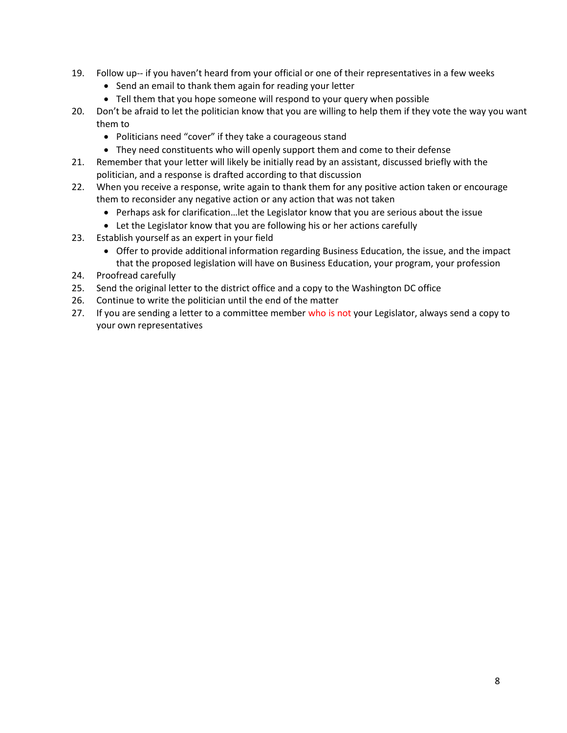19. Follow up-- if you haven't heard from your official or one of their representatives in a few weeks
    - Send an email to thank them again for reading your letter
    - Tell them that you hope someone will respond to your query when possible
20. Don't be afraid to let the politician know that you are willing to help them if they vote the way you want them to
    - Politicians need "cover" if they take a courageous stand
    - They need constituents who will openly support them and come to their defense
21. Remember that your letter will likely be initially read by an assistant, discussed briefly with the politician, and a response is drafted according to that discussion
22. When you receive a response, write again to thank them for any positive action taken or encourage them to reconsider any negative action or any action that was not taken
    - Perhaps ask for clarification…let the Legislator know that you are serious about the issue
    - Let the Legislator know that you are following his or her actions carefully
23. Establish yourself as an expert in your field
    - Offer to provide additional information regarding Business Education, the issue, and the impact that the proposed legislation will have on Business Education, your program, your profession
24. Proofread carefully
25. Send the original letter to the district office and a copy to the Washington DC office
26. Continue to write the politician until the end of the matter
27. If you are sending a letter to a committee member who is not your Legislator, always send a copy to your own representatives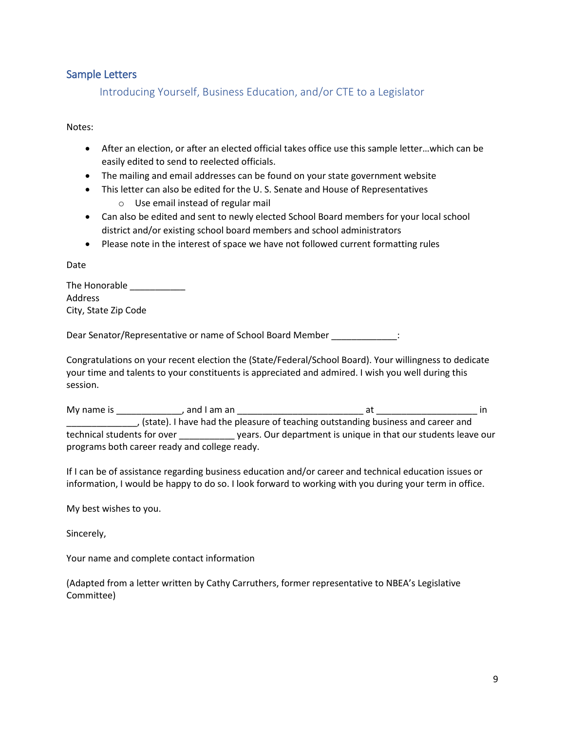## Sample Letters

### Introducing Yourself, Business Education, and/or CTE to a Legislator

Notes:

- After an election, or after an elected official takes office use this sample letter…which can be easily edited to send to reelected officials.
- The mailing and email addresses can be found on your state government website
- This letter can also be edited for the U. S. Senate and House of Representatives
  - Use email instead of regular mail
- Can also be edited and sent to newly elected School Board members for your local school district and/or existing school board members and school administrators
- Please note in the interest of space we have not followed current formatting rules

Date

The Honorable ___________
Address
City, State Zip Code

Dear Senator/Representative or name of School Board Member _____________:

Congratulations on your recent election the (State/Federal/School Board). Your willingness to dedicate your time and talents to your constituents is appreciated and admired. I wish you well during this session.

My name is _____________, and I am an _________________________ at ____________________ in ______________, (state). I have had the pleasure of teaching outstanding business and career and technical students for over ___________ years. Our department is unique in that our students leave our programs both career ready and college ready.

If I can be of assistance regarding business education and/or career and technical education issues or information, I would be happy to do so. I look forward to working with you during your term in office.

My best wishes to you.

Sincerely,

Your name and complete contact information

(Adapted from a letter written by Cathy Carruthers, former representative to NBEA's Legislative Committee)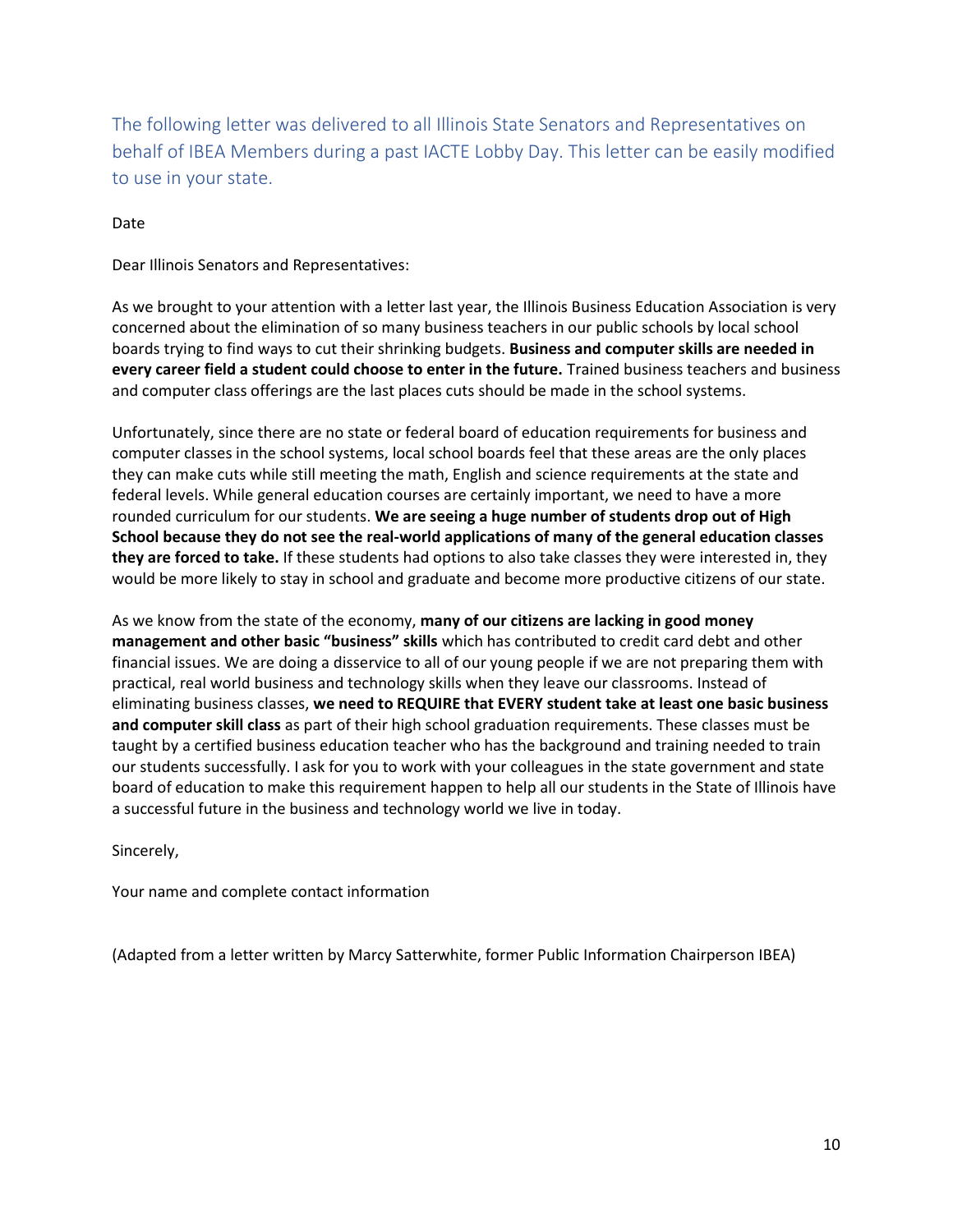The following letter was delivered to all Illinois State Senators and Representatives on behalf of IBEA Members during a past IACTE Lobby Day. This letter can be easily modified to use in your state.

Date

Dear Illinois Senators and Representatives:

As we brought to your attention with a letter last year, the Illinois Business Education Association is very concerned about the elimination of so many business teachers in our public schools by local school boards trying to find ways to cut their shrinking budgets. **Business and computer skills are needed in every career field a student could choose to enter in the future.** Trained business teachers and business and computer class offerings are the last places cuts should be made in the school systems.

Unfortunately, since there are no state or federal board of education requirements for business and computer classes in the school systems, local school boards feel that these areas are the only places they can make cuts while still meeting the math, English and science requirements at the state and federal levels. While general education courses are certainly important, we need to have a more rounded curriculum for our students. **We are seeing a huge number of students drop out of High School because they do not see the real-world applications of many of the general education classes they are forced to take.** If these students had options to also take classes they were interested in, they would be more likely to stay in school and graduate and become more productive citizens of our state.

As we know from the state of the economy, **many of our citizens are lacking in good money management and other basic "business" skills** which has contributed to credit card debt and other financial issues. We are doing a disservice to all of our young people if we are not preparing them with practical, real world business and technology skills when they leave our classrooms. Instead of eliminating business classes, **we need to REQUIRE that EVERY student take at least one basic business and computer skill class** as part of their high school graduation requirements. These classes must be taught by a certified business education teacher who has the background and training needed to train our students successfully. I ask for you to work with your colleagues in the state government and state board of education to make this requirement happen to help all our students in the State of Illinois have a successful future in the business and technology world we live in today.

Sincerely,

Your name and complete contact information

(Adapted from a letter written by Marcy Satterwhite, former Public Information Chairperson IBEA)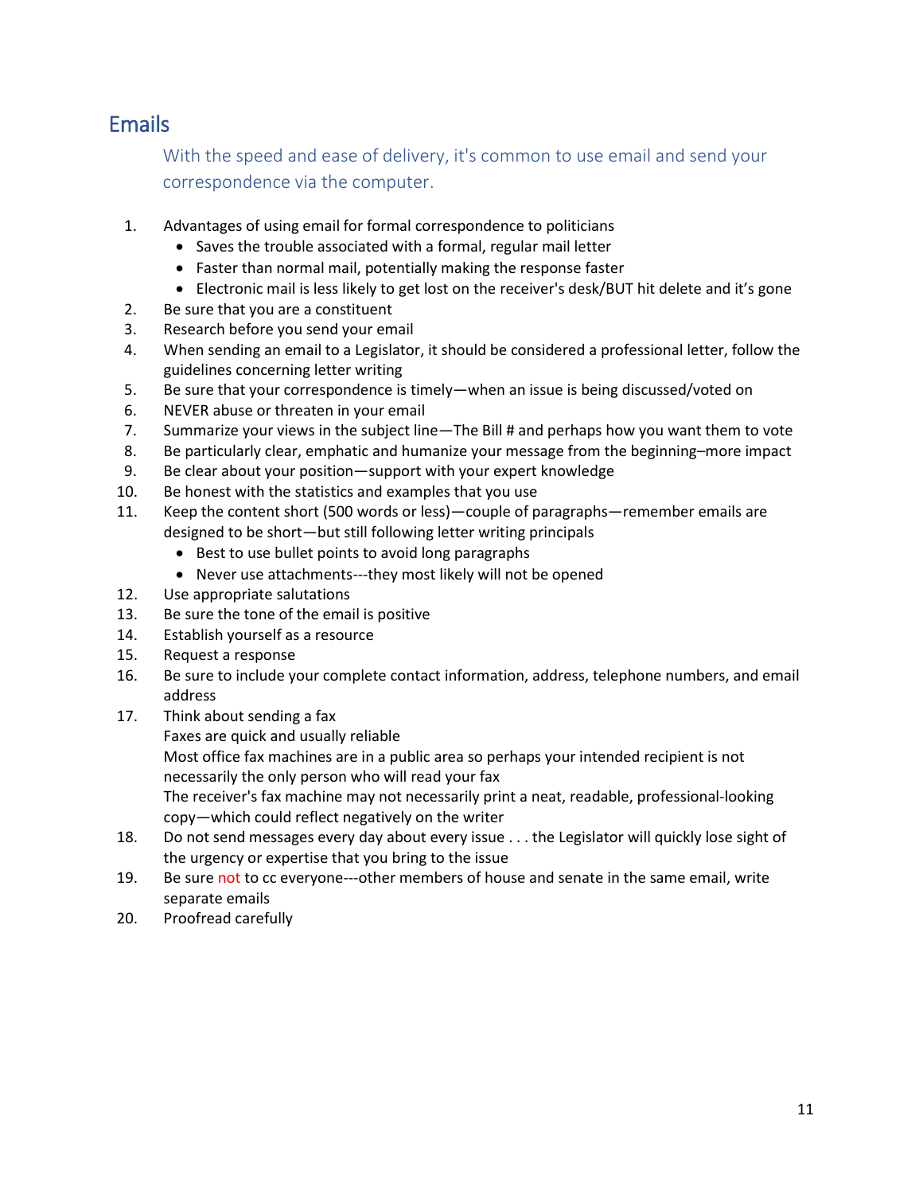## Emails

With the speed and ease of delivery, it's common to use email and send your correspondence via the computer.

1. Advantages of using email for formal correspondence to politicians
   - Saves the trouble associated with a formal, regular mail letter
   - Faster than normal mail, potentially making the response faster
   - Electronic mail is less likely to get lost on the receiver's desk/BUT hit delete and it's gone
2. Be sure that you are a constituent
3. Research before you send your email
4. When sending an email to a Legislator, it should be considered a professional letter, follow the guidelines concerning letter writing
5. Be sure that your correspondence is timely—when an issue is being discussed/voted on
6. NEVER abuse or threaten in your email
7. Summarize your views in the subject line—The Bill # and perhaps how you want them to vote
8. Be particularly clear, emphatic and humanize your message from the beginning–more impact
9. Be clear about your position—support with your expert knowledge
10. Be honest with the statistics and examples that you use
11. Keep the content short (500 words or less)—couple of paragraphs—remember emails are designed to be short—but still following letter writing principals
    - Best to use bullet points to avoid long paragraphs
    - Never use attachments---they most likely will not be opened
12. Use appropriate salutations
13. Be sure the tone of the email is positive
14. Establish yourself as a resource
15. Request a response
16. Be sure to include your complete contact information, address, telephone numbers, and email address
17. Think about sending a fax
    Faxes are quick and usually reliable
    Most office fax machines are in a public area so perhaps your intended recipient is not necessarily the only person who will read your fax
    The receiver's fax machine may not necessarily print a neat, readable, professional-looking copy—which could reflect negatively on the writer
18. Do not send messages every day about every issue . . . the Legislator will quickly lose sight of the urgency or expertise that you bring to the issue
19. Be sure not to cc everyone---other members of house and senate in the same email, write separate emails
20. Proofread carefully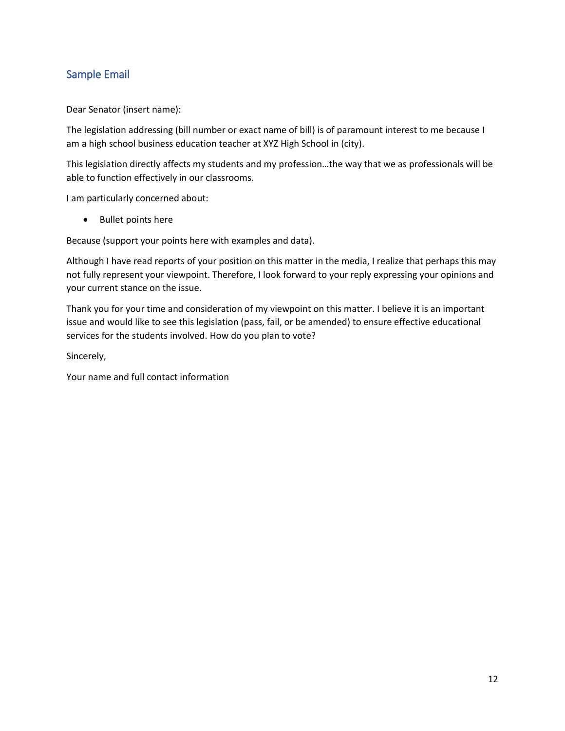## Sample Email

Dear Senator (insert name):

The legislation addressing (bill number or exact name of bill) is of paramount interest to me because I am a high school business education teacher at XYZ High School in (city).

This legislation directly affects my students and my profession…the way that we as professionals will be able to function effectively in our classrooms.

I am particularly concerned about:

- Bullet points here

Because (support your points here with examples and data).

Although I have read reports of your position on this matter in the media, I realize that perhaps this may not fully represent your viewpoint. Therefore, I look forward to your reply expressing your opinions and your current stance on the issue.

Thank you for your time and consideration of my viewpoint on this matter. I believe it is an important issue and would like to see this legislation (pass, fail, or be amended) to ensure effective educational services for the students involved. How do you plan to vote?

Sincerely,

Your name and full contact information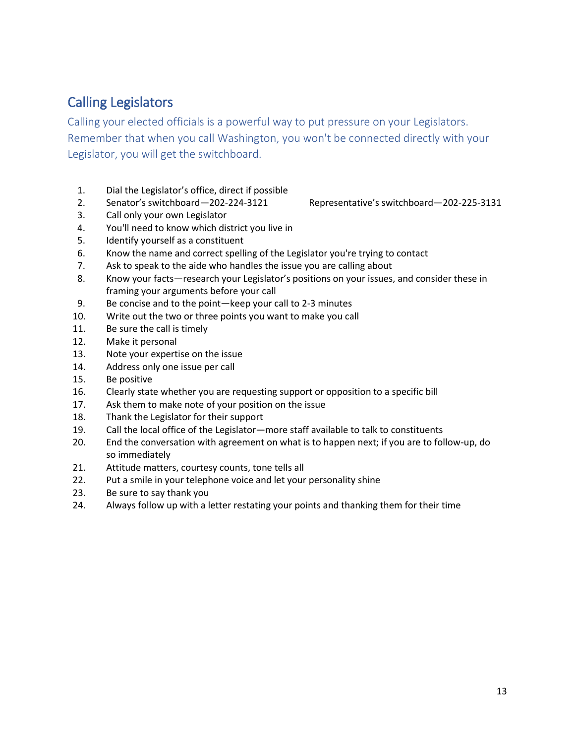## Calling Legislators

Calling your elected officials is a powerful way to put pressure on your Legislators. Remember that when you call Washington, you won't be connected directly with your Legislator, you will get the switchboard.

1. Dial the Legislator's office, direct if possible
2. Senator's switchboard—202-224-3121 Representative's switchboard—202-225-3131
3. Call only your own Legislator
4. You'll need to know which district you live in
5. Identify yourself as a constituent
6. Know the name and correct spelling of the Legislator you're trying to contact
7. Ask to speak to the aide who handles the issue you are calling about
8. Know your facts—research your Legislator's positions on your issues, and consider these in framing your arguments before your call
9. Be concise and to the point—keep your call to 2-3 minutes
10. Write out the two or three points you want to make you call
11. Be sure the call is timely
12. Make it personal
13. Note your expertise on the issue
14. Address only one issue per call
15. Be positive
16. Clearly state whether you are requesting support or opposition to a specific bill
17. Ask them to make note of your position on the issue
18. Thank the Legislator for their support
19. Call the local office of the Legislator—more staff available to talk to constituents
20. End the conversation with agreement on what is to happen next; if you are to follow-up, do so immediately
21. Attitude matters, courtesy counts, tone tells all
22. Put a smile in your telephone voice and let your personality shine
23. Be sure to say thank you
24. Always follow up with a letter restating your points and thanking them for their time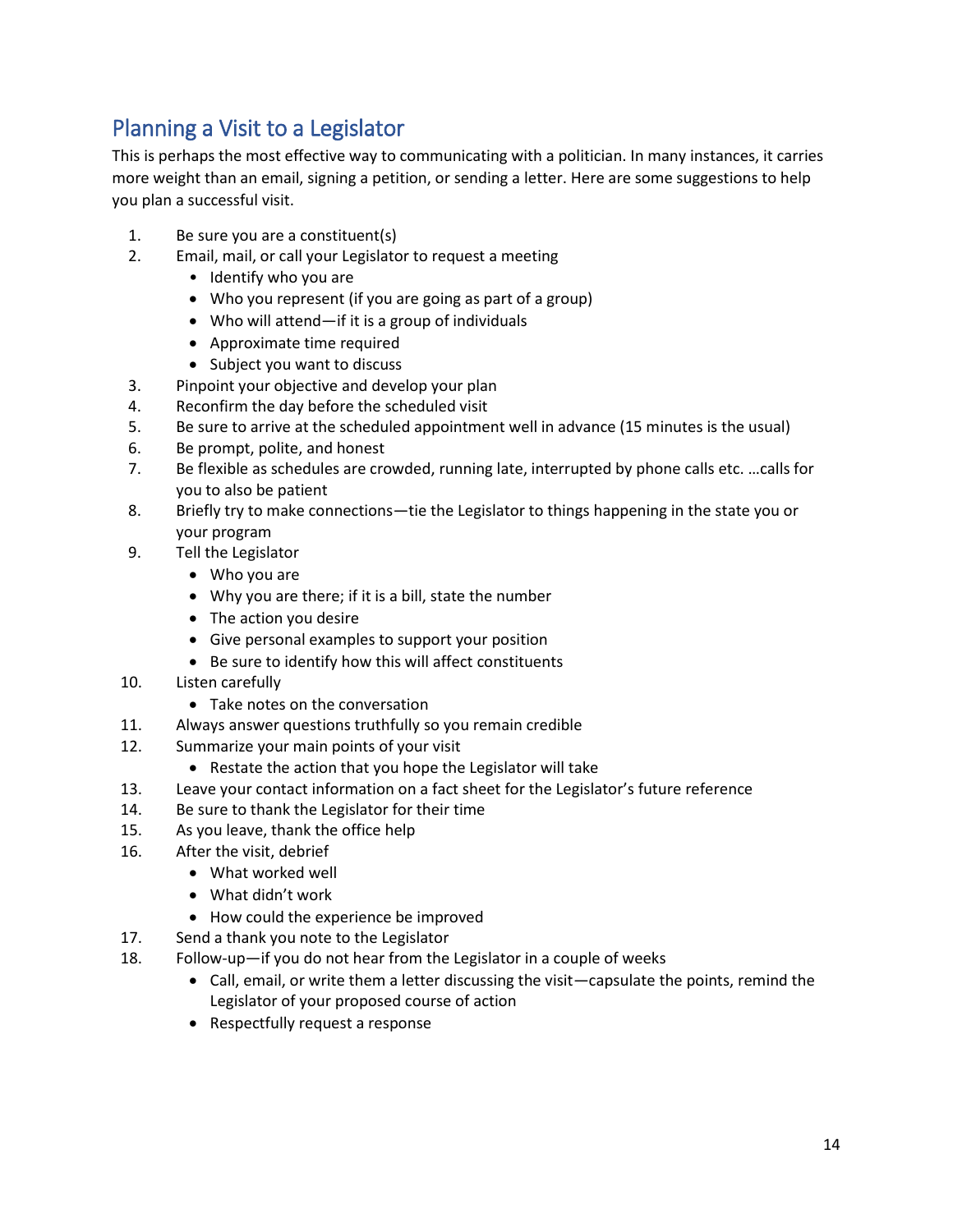## Planning a Visit to a Legislator

This is perhaps the most effective way to communicating with a politician. In many instances, it carries more weight than an email, signing a petition, or sending a letter. Here are some suggestions to help you plan a successful visit.

1. Be sure you are a constituent(s)
2. Email, mail, or call your Legislator to request a meeting
   - Identify who you are
   - Who you represent (if you are going as part of a group)
   - Who will attend—if it is a group of individuals
   - Approximate time required
   - Subject you want to discuss
3. Pinpoint your objective and develop your plan
4. Reconfirm the day before the scheduled visit
5. Be sure to arrive at the scheduled appointment well in advance (15 minutes is the usual)
6. Be prompt, polite, and honest
7. Be flexible as schedules are crowded, running late, interrupted by phone calls etc. …calls for you to also be patient
8. Briefly try to make connections—tie the Legislator to things happening in the state you or your program
9. Tell the Legislator
   - Who you are
   - Why you are there; if it is a bill, state the number
   - The action you desire
   - Give personal examples to support your position
   - Be sure to identify how this will affect constituents
10. Listen carefully
    - Take notes on the conversation
11. Always answer questions truthfully so you remain credible
12. Summarize your main points of your visit
    - Restate the action that you hope the Legislator will take
13. Leave your contact information on a fact sheet for the Legislator's future reference
14. Be sure to thank the Legislator for their time
15. As you leave, thank the office help
16. After the visit, debrief
    - What worked well
    - What didn't work
    - How could the experience be improved
17. Send a thank you note to the Legislator
18. Follow-up—if you do not hear from the Legislator in a couple of weeks
    - Call, email, or write them a letter discussing the visit—capsulate the points, remind the Legislator of your proposed course of action
    - Respectfully request a response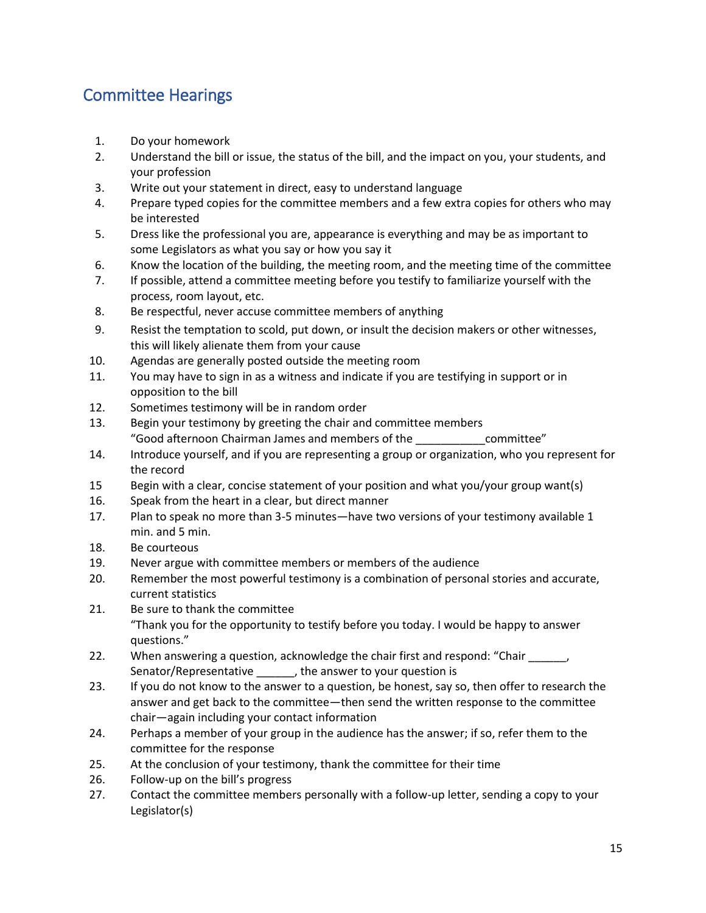## Committee Hearings

1. Do your homework
2. Understand the bill or issue, the status of the bill, and the impact on you, your students, and your profession
3. Write out your statement in direct, easy to understand language
4. Prepare typed copies for the committee members and a few extra copies for others who may be interested
5. Dress like the professional you are, appearance is everything and may be as important to some Legislators as what you say or how you say it
6. Know the location of the building, the meeting room, and the meeting time of the committee
7. If possible, attend a committee meeting before you testify to familiarize yourself with the process, room layout, etc.
8. Be respectful, never accuse committee members of anything
9. Resist the temptation to scold, put down, or insult the decision makers or other witnesses, this will likely alienate them from your cause
10. Agendas are generally posted outside the meeting room
11. You may have to sign in as a witness and indicate if you are testifying in support or in opposition to the bill
12. Sometimes testimony will be in random order
13. Begin your testimony by greeting the chair and committee members
    "Good afternoon Chairman James and members of the ___________committee"
14. Introduce yourself, and if you are representing a group or organization, who you represent for the record
15. Begin with a clear, concise statement of your position and what you/your group want(s)
16. Speak from the heart in a clear, but direct manner
17. Plan to speak no more than 3-5 minutes—have two versions of your testimony available 1 min. and 5 min.
18. Be courteous
19. Never argue with committee members or members of the audience
20. Remember the most powerful testimony is a combination of personal stories and accurate, current statistics
21. Be sure to thank the committee
    "Thank you for the opportunity to testify before you today. I would be happy to answer questions."
22. When answering a question, acknowledge the chair first and respond: "Chair ______, Senator/Representative ______, the answer to your question is
23. If you do not know to the answer to a question, be honest, say so, then offer to research the answer and get back to the committee—then send the written response to the committee chair—again including your contact information
24. Perhaps a member of your group in the audience has the answer; if so, refer them to the committee for the response
25. At the conclusion of your testimony, thank the committee for their time
26. Follow-up on the bill's progress
27. Contact the committee members personally with a follow-up letter, sending a copy to your Legislator(s)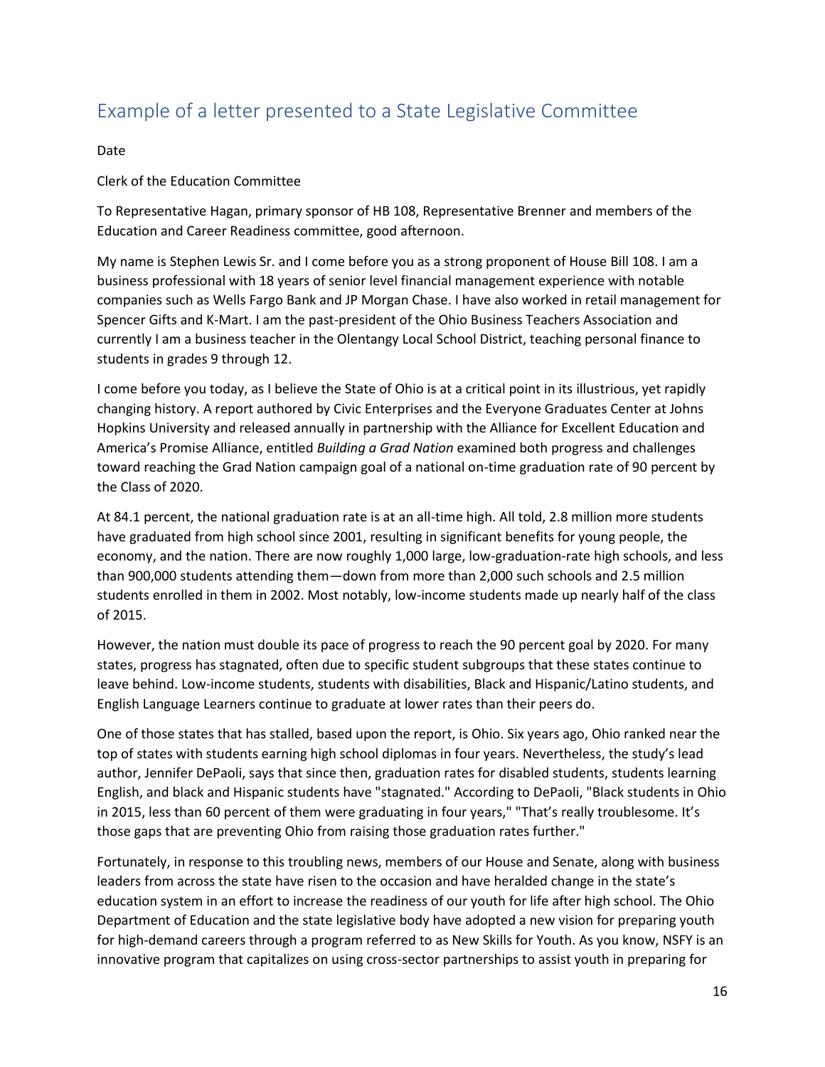## Example of a letter presented to a State Legislative Committee

Date

Clerk of the Education Committee

To Representative Hagan, primary sponsor of HB 108, Representative Brenner and members of the Education and Career Readiness committee, good afternoon.

My name is Stephen Lewis Sr. and I come before you as a strong proponent of House Bill 108. I am a business professional with 18 years of senior level financial management experience with notable companies such as Wells Fargo Bank and JP Morgan Chase. I have also worked in retail management for Spencer Gifts and K-Mart. I am the past-president of the Ohio Business Teachers Association and currently I am a business teacher in the Olentangy Local School District, teaching personal finance to students in grades 9 through 12.

I come before you today, as I believe the State of Ohio is at a critical point in its illustrious, yet rapidly changing history. A report authored by Civic Enterprises and the Everyone Graduates Center at Johns Hopkins University and released annually in partnership with the Alliance for Excellent Education and America's Promise Alliance, entitled *Building a Grad Nation* examined both progress and challenges toward reaching the Grad Nation campaign goal of a national on-time graduation rate of 90 percent by the Class of 2020.

At 84.1 percent, the national graduation rate is at an all-time high. All told, 2.8 million more students have graduated from high school since 2001, resulting in significant benefits for young people, the economy, and the nation. There are now roughly 1,000 large, low-graduation-rate high schools, and less than 900,000 students attending them—down from more than 2,000 such schools and 2.5 million students enrolled in them in 2002. Most notably, low-income students made up nearly half of the class of 2015.

However, the nation must double its pace of progress to reach the 90 percent goal by 2020. For many states, progress has stagnated, often due to specific student subgroups that these states continue to leave behind. Low-income students, students with disabilities, Black and Hispanic/Latino students, and English Language Learners continue to graduate at lower rates than their peers do.

One of those states that has stalled, based upon the report, is Ohio. Six years ago, Ohio ranked near the top of states with students earning high school diplomas in four years. Nevertheless, the study's lead author, Jennifer DePaoli, says that since then, graduation rates for disabled students, students learning English, and black and Hispanic students have "stagnated." According to DePaoli, "Black students in Ohio in 2015, less than 60 percent of them were graduating in four years," "That's really troublesome. It's those gaps that are preventing Ohio from raising those graduation rates further."

Fortunately, in response to this troubling news, members of our House and Senate, along with business leaders from across the state have risen to the occasion and have heralded change in the state's education system in an effort to increase the readiness of our youth for life after high school. The Ohio Department of Education and the state legislative body have adopted a new vision for preparing youth for high-demand careers through a program referred to as New Skills for Youth. As you know, NSFY is an innovative program that capitalizes on using cross-sector partnerships to assist youth in preparing for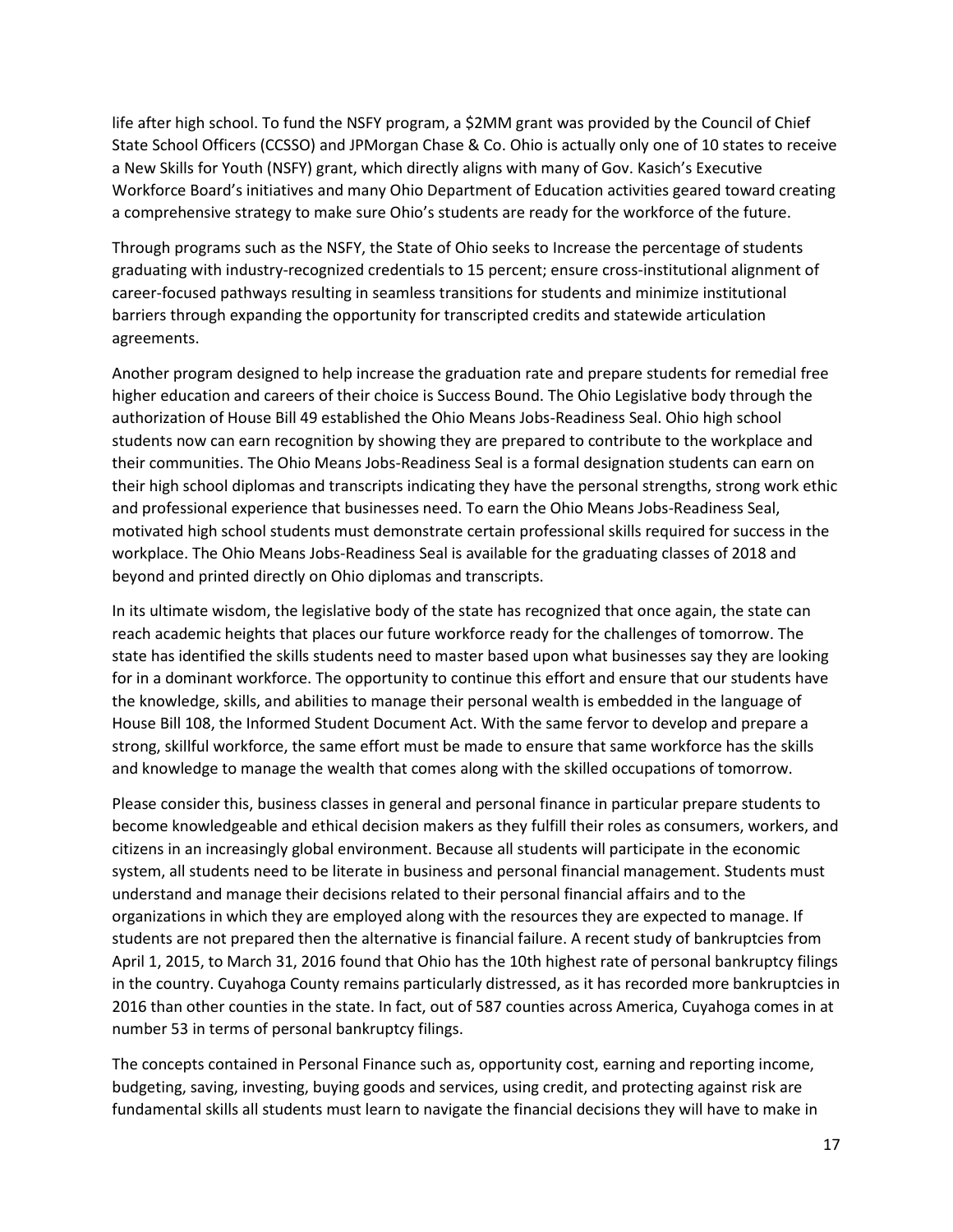life after high school. To fund the NSFY program, a $2MM grant was provided by the Council of Chief State School Officers (CCSSO) and JPMorgan Chase & Co. Ohio is actually only one of 10 states to receive a New Skills for Youth (NSFY) grant, which directly aligns with many of Gov. Kasich's Executive Workforce Board's initiatives and many Ohio Department of Education activities geared toward creating a comprehensive strategy to make sure Ohio's students are ready for the workforce of the future.

Through programs such as the NSFY, the State of Ohio seeks to Increase the percentage of students graduating with industry-recognized credentials to 15 percent; ensure cross-institutional alignment of career-focused pathways resulting in seamless transitions for students and minimize institutional barriers through expanding the opportunity for transcripted credits and statewide articulation agreements.

Another program designed to help increase the graduation rate and prepare students for remedial free higher education and careers of their choice is Success Bound. The Ohio Legislative body through the authorization of House Bill 49 established the Ohio Means Jobs-Readiness Seal. Ohio high school students now can earn recognition by showing they are prepared to contribute to the workplace and their communities. The Ohio Means Jobs-Readiness Seal is a formal designation students can earn on their high school diplomas and transcripts indicating they have the personal strengths, strong work ethic and professional experience that businesses need. To earn the Ohio Means Jobs-Readiness Seal, motivated high school students must demonstrate certain professional skills required for success in the workplace. The Ohio Means Jobs-Readiness Seal is available for the graduating classes of 2018 and beyond and printed directly on Ohio diplomas and transcripts.

In its ultimate wisdom, the legislative body of the state has recognized that once again, the state can reach academic heights that places our future workforce ready for the challenges of tomorrow. The state has identified the skills students need to master based upon what businesses say they are looking for in a dominant workforce. The opportunity to continue this effort and ensure that our students have the knowledge, skills, and abilities to manage their personal wealth is embedded in the language of House Bill 108, the Informed Student Document Act. With the same fervor to develop and prepare a strong, skillful workforce, the same effort must be made to ensure that same workforce has the skills and knowledge to manage the wealth that comes along with the skilled occupations of tomorrow.

Please consider this, business classes in general and personal finance in particular prepare students to become knowledgeable and ethical decision makers as they fulfill their roles as consumers, workers, and citizens in an increasingly global environment. Because all students will participate in the economic system, all students need to be literate in business and personal financial management. Students must understand and manage their decisions related to their personal financial affairs and to the organizations in which they are employed along with the resources they are expected to manage. If students are not prepared then the alternative is financial failure. A recent study of bankruptcies from April 1, 2015, to March 31, 2016 found that Ohio has the 10th highest rate of personal bankruptcy filings in the country. Cuyahoga County remains particularly distressed, as it has recorded more bankruptcies in 2016 than other counties in the state. In fact, out of 587 counties across America, Cuyahoga comes in at number 53 in terms of personal bankruptcy filings.

The concepts contained in Personal Finance such as, opportunity cost, earning and reporting income, budgeting, saving, investing, buying goods and services, using credit, and protecting against risk are fundamental skills all students must learn to navigate the financial decisions they will have to make in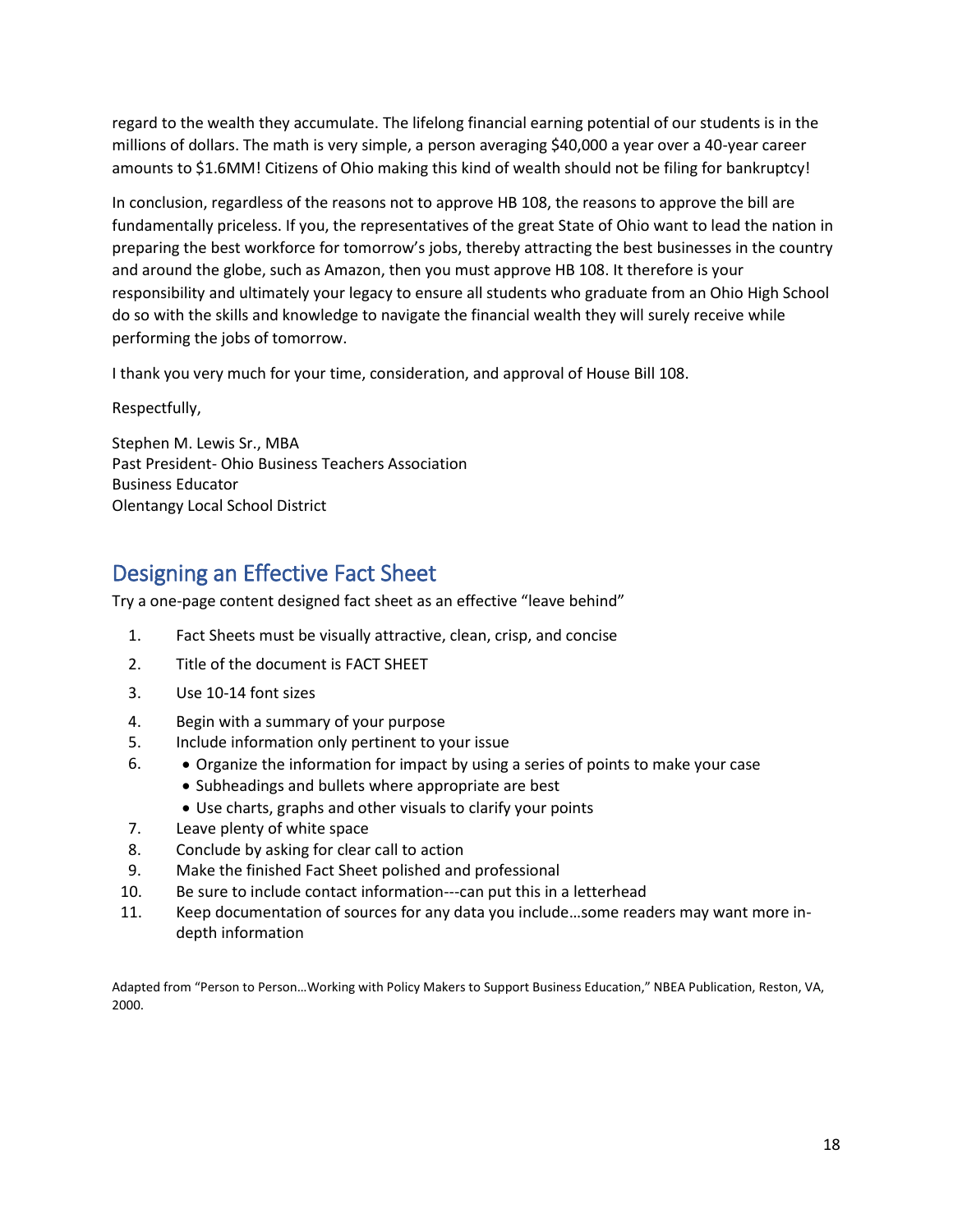regard to the wealth they accumulate. The lifelong financial earning potential of our students is in the millions of dollars. The math is very simple, a person averaging $40,000 a year over a 40-year career amounts to $1.6MM! Citizens of Ohio making this kind of wealth should not be filing for bankruptcy!

In conclusion, regardless of the reasons not to approve HB 108, the reasons to approve the bill are fundamentally priceless. If you, the representatives of the great State of Ohio want to lead the nation in preparing the best workforce for tomorrow's jobs, thereby attracting the best businesses in the country and around the globe, such as Amazon, then you must approve HB 108. It therefore is your responsibility and ultimately your legacy to ensure all students who graduate from an Ohio High School do so with the skills and knowledge to navigate the financial wealth they will surely receive while performing the jobs of tomorrow.

I thank you very much for your time, consideration, and approval of House Bill 108.

Respectfully,

Stephen M. Lewis Sr., MBA
Past President- Ohio Business Teachers Association
Business Educator
Olentangy Local School District

## Designing an Effective Fact Sheet

Try a one-page content designed fact sheet as an effective "leave behind"

1. Fact Sheets must be visually attractive, clean, crisp, and concise
2. Title of the document is FACT SHEET
3. Use 10-14 font sizes
4. Begin with a summary of your purpose
5. Include information only pertinent to your issue
6. - Organize the information for impact by using a series of points to make your case
   - Subheadings and bullets where appropriate are best
   - Use charts, graphs and other visuals to clarify your points
7. Leave plenty of white space
8. Conclude by asking for clear call to action
9. Make the finished Fact Sheet polished and professional
10. Be sure to include contact information---can put this in a letterhead
11. Keep documentation of sources for any data you include…some readers may want more in-depth information

Adapted from "Person to Person…Working with Policy Makers to Support Business Education," NBEA Publication, Reston, VA, 2000.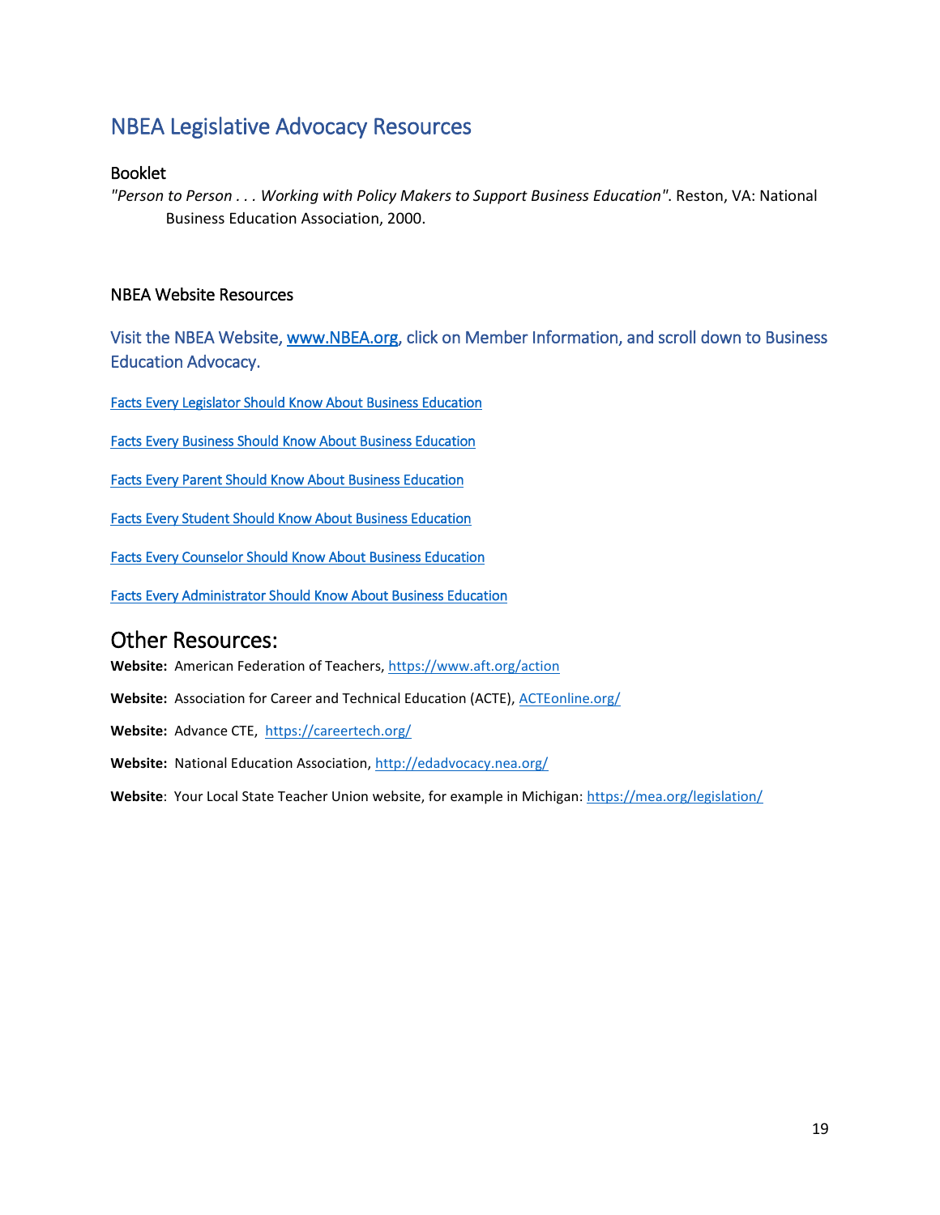## NBEA Legislative Advocacy Resources

### Booklet

*"Person to Person . . . Working with Policy Makers to Support Business Education"*. Reston, VA: National Business Education Association, 2000.

### NBEA Website Resources

Visit the NBEA Website, www.NBEA.org, click on Member Information, and scroll down to Business Education Advocacy.

Facts Every Legislator Should Know About Business Education

Facts Every Business Should Know About Business Education

Facts Every Parent Should Know About Business Education

Facts Every Student Should Know About Business Education

Facts Every Counselor Should Know About Business Education

Facts Every Administrator Should Know About Business Education

## Other Resources:

**Website:** American Federation of Teachers, https://www.aft.org/action

**Website:** Association for Career and Technical Education (ACTE), ACTEonline.org/

**Website:** Advance CTE, https://careertech.org/

**Website:** National Education Association, http://edadvocacy.nea.org/

**Website**: Your Local State Teacher Union website, for example in Michigan: https://mea.org/legislation/